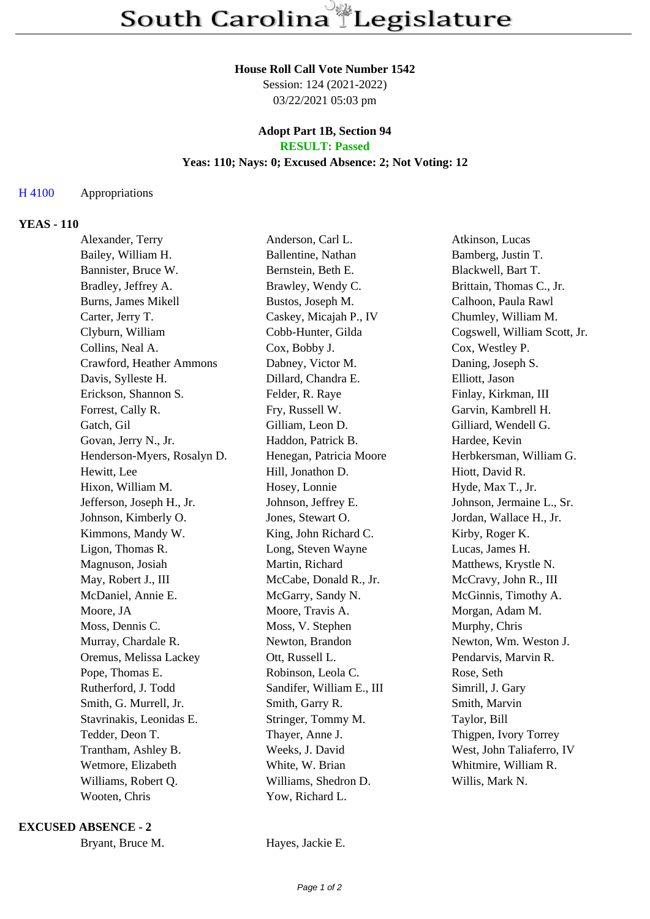# South Carolina Legislature

**House Roll Call Vote Number 1542**
Session: 124 (2021-2022)
03/22/2021 05:03 pm

**Adopt Part 1B, Section 94**
**RESULT: Passed**
**Yeas: 110; Nays: 0; Excused Absence: 2; Not Voting: 12**

H 4100 Appropriations

## YEAS - 110

| | | |
|---|---|---|
| Alexander, Terry | Anderson, Carl L. | Atkinson, Lucas |
| Bailey, William H. | Ballentine, Nathan | Bamberg, Justin T. |
| Bannister, Bruce W. | Bernstein, Beth E. | Blackwell, Bart T. |
| Bradley, Jeffrey A. | Brawley, Wendy C. | Brittain, Thomas C., Jr. |
| Burns, James Mikell | Bustos, Joseph M. | Calhoon, Paula Rawl |
| Carter, Jerry T. | Caskey, Micajah P., IV | Chumley, William M. |
| Clyburn, William | Cobb-Hunter, Gilda | Cogswell, William Scott, Jr. |
| Collins, Neal A. | Cox, Bobby J. | Cox, Westley P. |
| Crawford, Heather Ammons | Dabney, Victor M. | Daning, Joseph S. |
| Davis, Sylleste H. | Dillard, Chandra E. | Elliott, Jason |
| Erickson, Shannon S. | Felder, R. Raye | Finlay, Kirkman, III |
| Forrest, Cally R. | Fry, Russell W. | Garvin, Kambrell H. |
| Gatch, Gil | Gilliam, Leon D. | Gilliard, Wendell G. |
| Govan, Jerry N., Jr. | Haddon, Patrick B. | Hardee, Kevin |
| Henderson-Myers, Rosalyn D. | Henegan, Patricia Moore | Herbkersman, William G. |
| Hewitt, Lee | Hill, Jonathon D. | Hiott, David R. |
| Hixon, William M. | Hosey, Lonnie | Hyde, Max T., Jr. |
| Jefferson, Joseph H., Jr. | Johnson, Jeffrey E. | Johnson, Jermaine L., Sr. |
| Johnson, Kimberly O. | Jones, Stewart O. | Jordan, Wallace H., Jr. |
| Kimmons, Mandy W. | King, John Richard C. | Kirby, Roger K. |
| Ligon, Thomas R. | Long, Steven Wayne | Lucas, James H. |
| Magnuson, Josiah | Martin, Richard | Matthews, Krystle N. |
| May, Robert J., III | McCabe, Donald R., Jr. | McCravy, John R., III |
| McDaniel, Annie E. | McGarry, Sandy N. | McGinnis, Timothy A. |
| Moore, JA | Moore, Travis A. | Morgan, Adam M. |
| Moss, Dennis C. | Moss, V. Stephen | Murphy, Chris |
| Murray, Chardale R. | Newton, Brandon | Newton, Wm. Weston J. |
| Oremus, Melissa Lackey | Ott, Russell L. | Pendarvis, Marvin R. |
| Pope, Thomas E. | Robinson, Leola C. | Rose, Seth |
| Rutherford, J. Todd | Sandifer, William E., III | Simrill, J. Gary |
| Smith, G. Murrell, Jr. | Smith, Garry R. | Smith, Marvin |
| Stavrinakis, Leonidas E. | Stringer, Tommy M. | Taylor, Bill |
| Tedder, Deon T. | Thayer, Anne J. | Thigpen, Ivory Torrey |
| Trantham, Ashley B. | Weeks, J. David | West, John Taliaferro, IV |
| Wetmore, Elizabeth | White, W. Brian | Whitmire, William R. |
| Williams, Robert Q. | Williams, Shedron D. | Willis, Mark N. |
| Wooten, Chris | Yow, Richard L. | |

## EXCUSED ABSENCE - 2

| | |
|---|---|
| Bryant, Bruce M. | Hayes, Jackie E. |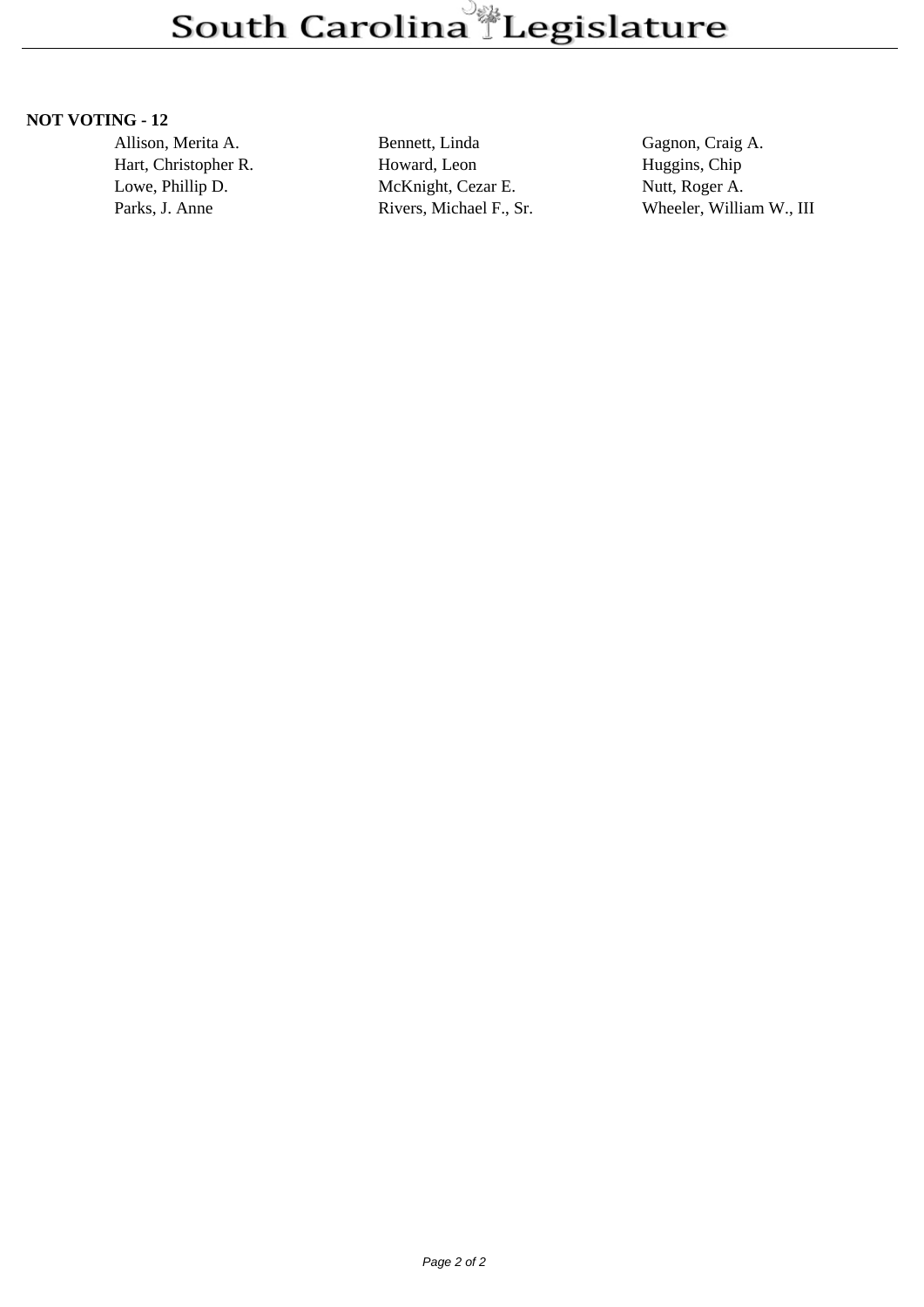**NOT VOTING - 12**

| | | |
|---|---|---|
| Allison, Merita A. | Bennett, Linda | Gagnon, Craig A. |
| Hart, Christopher R. | Howard, Leon | Huggins, Chip |
| Lowe, Phillip D. | McKnight, Cezar E. | Nutt, Roger A. |
| Parks, J. Anne | Rivers, Michael F., Sr. | Wheeler, William W., III |